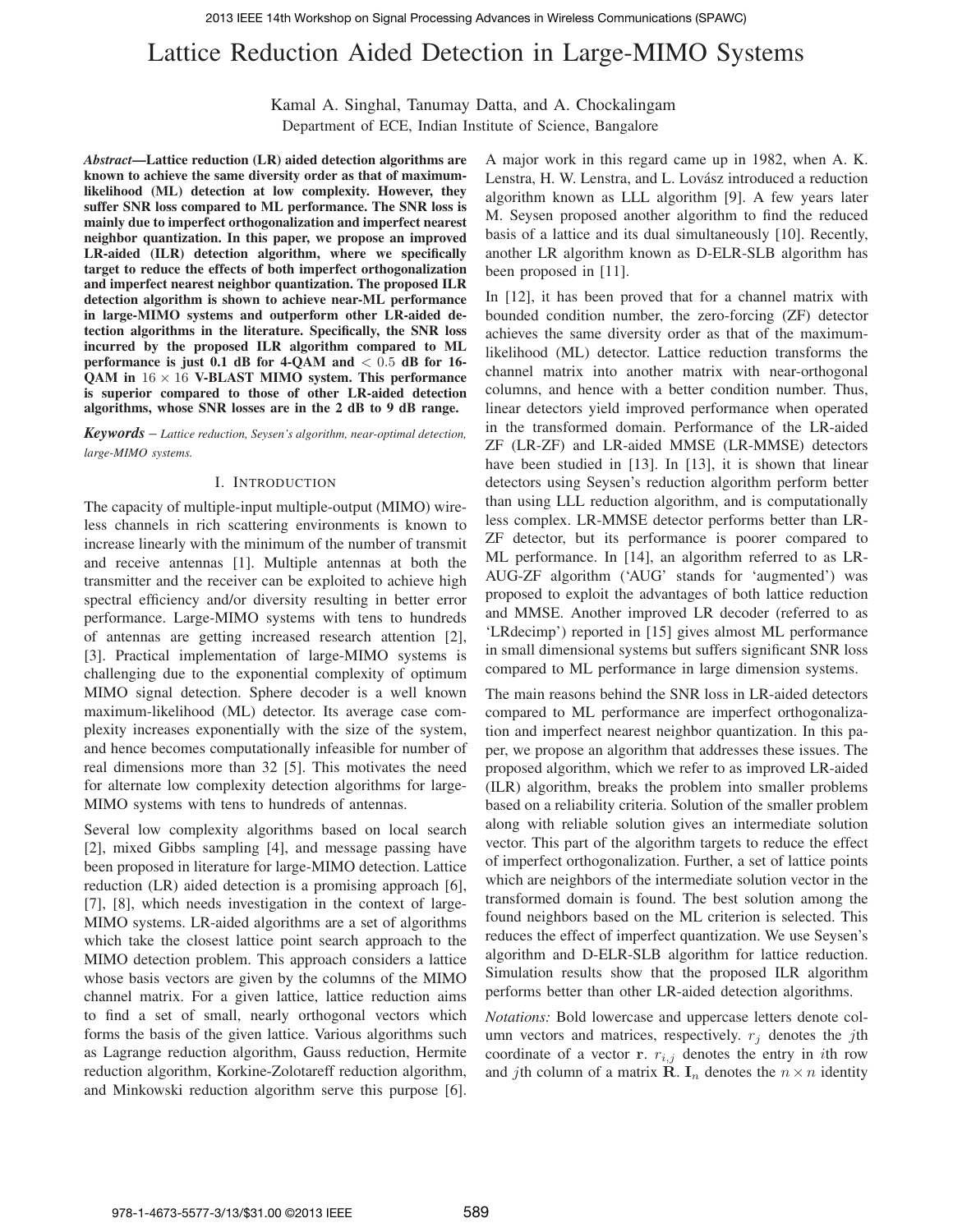# Lattice Reduction Aided Detection in Large-MIMO Systems

Kamal A. Singhal, Tanumay Datta, and A. Chockalingam
Department of ECE, Indian Institute of Science, Bangalore

***Abstract*—Lattice reduction (LR) aided detection algorithms are known to achieve the same diversity order as that of maximum-likelihood (ML) detection at low complexity. However, they suffer SNR loss compared to ML performance. The SNR loss is mainly due to imperfect orthogonalization and imperfect nearest neighbor quantization. In this paper, we propose an improved LR-aided (ILR) detection algorithm, where we specifically target to reduce the effects of both imperfect orthogonalization and imperfect nearest neighbor quantization. The proposed ILR detection algorithm is shown to achieve near-ML performance in large-MIMO systems and outperform other LR-aided detection algorithms in the literature. Specifically, the SNR loss incurred by the proposed ILR algorithm compared to ML performance is just 0.1 dB for 4-QAM and $< 0.5$ dB for 16-QAM in $16 \times 16$ V-BLAST MIMO system. This performance is superior compared to those of other LR-aided detection algorithms, whose SNR losses are in the 2 dB to 9 dB range.**

***Keywords*** – *Lattice reduction, Seysen's algorithm, near-optimal detection, large-MIMO systems.*

## I. Introduction

The capacity of multiple-input multiple-output (MIMO) wireless channels in rich scattering environments is known to increase linearly with the minimum of the number of transmit and receive antennas [1]. Multiple antennas at both the transmitter and the receiver can be exploited to achieve high spectral efficiency and/or diversity resulting in better error performance. Large-MIMO systems with tens to hundreds of antennas are getting increased research attention [2], [3]. Practical implementation of large-MIMO systems is challenging due to the exponential complexity of optimum MIMO signal detection. Sphere decoder is a well known maximum-likelihood (ML) detector. Its average case complexity increases exponentially with the size of the system, and hence becomes computationally infeasible for number of real dimensions more than 32 [5]. This motivates the need for alternate low complexity detection algorithms for large-MIMO systems with tens to hundreds of antennas.

Several low complexity algorithms based on local search [2], mixed Gibbs sampling [4], and message passing have been proposed in literature for large-MIMO detection. Lattice reduction (LR) aided detection is a promising approach [6], [7], [8], which needs investigation in the context of large-MIMO systems. LR-aided algorithms are a set of algorithms which take the closest lattice point search approach to the MIMO detection problem. This approach considers a lattice whose basis vectors are given by the columns of the MIMO channel matrix. For a given lattice, lattice reduction aims to find a set of small, nearly orthogonal vectors which forms the basis of the given lattice. Various algorithms such as Lagrange reduction algorithm, Gauss reduction, Hermite reduction algorithm, Korkine-Zolotareff reduction algorithm, and Minkowski reduction algorithm serve this purpose [6]. A major work in this regard came up in 1982, when A. K. Lenstra, H. W. Lenstra, and L. Lovász introduced a reduction algorithm known as LLL algorithm [9]. A few years later M. Seysen proposed another algorithm to find the reduced basis of a lattice and its dual simultaneously [10]. Recently, another LR algorithm known as D-ELR-SLB algorithm has been proposed in [11].

In [12], it has been proved that for a channel matrix with bounded condition number, the zero-forcing (ZF) detector achieves the same diversity order as that of the maximum-likelihood (ML) detector. Lattice reduction transforms the channel matrix into another matrix with near-orthogonal columns, and hence with a better condition number. Thus, linear detectors yield improved performance when operated in the transformed domain. Performance of the LR-aided ZF (LR-ZF) and LR-aided MMSE (LR-MMSE) detectors have been studied in [13]. In [13], it is shown that linear detectors using Seysen's reduction algorithm perform better than using LLL reduction algorithm, and is computationally less complex. LR-MMSE detector performs better than LR-ZF detector, but its performance is poorer compared to ML performance. In [14], an algorithm referred to as LR-AUG-ZF algorithm ('AUG' stands for 'augmented') was proposed to exploit the advantages of both lattice reduction and MMSE. Another improved LR decoder (referred to as 'LRdecimp') reported in [15] gives almost ML performance in small dimensional systems but suffers significant SNR loss compared to ML performance in large dimension systems.

The main reasons behind the SNR loss in LR-aided detectors compared to ML performance are imperfect orthogonalization and imperfect nearest neighbor quantization. In this paper, we propose an algorithm that addresses these issues. The proposed algorithm, which we refer to as improved LR-aided (ILR) algorithm, breaks the problem into smaller problems based on a reliability criteria. Solution of the smaller problem along with reliable solution gives an intermediate solution vector. This part of the algorithm targets to reduce the effect of imperfect orthogonalization. Further, a set of lattice points which are neighbors of the intermediate solution vector in the transformed domain is found. The best solution among the found neighbors based on the ML criterion is selected. This reduces the effect of imperfect quantization. We use Seysen's algorithm and D-ELR-SLB algorithm for lattice reduction. Simulation results show that the proposed ILR algorithm performs better than other LR-aided detection algorithms.

*Notations:* Bold lowercase and uppercase letters denote column vectors and matrices, respectively. $r_j$ denotes the $j$th coordinate of a vector $\mathbf{r}$. $r_{i,j}$ denotes the entry in $i$th row and $j$th column of a matrix $\mathbf{R}$. $\mathbf{I}_n$ denotes the $n \times n$ identity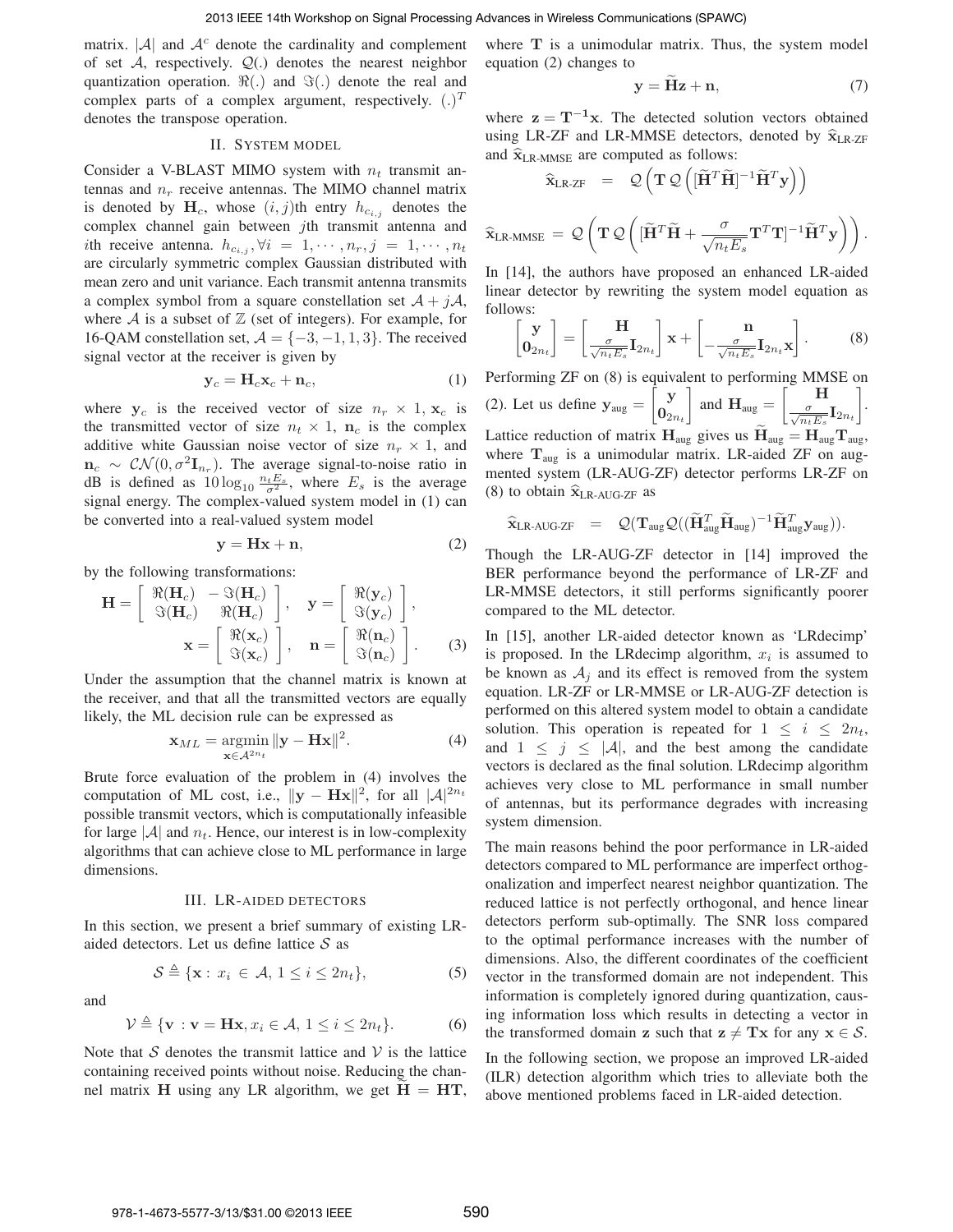matrix. $|\mathcal{A}|$ and $\mathcal{A}^c$ denote the cardinality and complement of set $\mathcal{A}$, respectively. $\mathcal{Q}(.)$ denotes the nearest neighbor quantization operation. $\Re(.)$ and $\Im(.)$ denote the real and complex parts of a complex argument, respectively. $(.)^T$ denotes the transpose operation.

## II. System model

Consider a V-BLAST MIMO system with $n_t$ transmit antennas and $n_r$ receive antennas. The MIMO channel matrix is denoted by $\mathbf{H}_c$, whose $(i,j)$th entry $h_{c_{i,j}}$ denotes the complex channel gain between $j$th transmit antenna and $i$th receive antenna. $h_{c_{i,j}}, \forall i = 1, \cdots, n_r, j = 1, \cdots, n_t$ are circularly symmetric complex Gaussian distributed with mean zero and unit variance. Each transmit antenna transmits a complex symbol from a square constellation set $\mathcal{A} + j\mathcal{A}$, where $\mathcal{A}$ is a subset of $\mathbb{Z}$ (set of integers). For example, for 16-QAM constellation set, $\mathcal{A} = \{-3, -1, 1, 3\}$. The received signal vector at the receiver is given by

$$\mathbf{y}_c = \mathbf{H}_c \mathbf{x}_c + \mathbf{n}_c, \tag{1}$$

where $\mathbf{y}_c$ is the received vector of size $n_r \times 1$, $\mathbf{x}_c$ is the transmitted vector of size $n_t \times 1$, $\mathbf{n}_c$ is the complex additive white Gaussian noise vector of size $n_r \times 1$, and $\mathbf{n}_c \sim \mathcal{CN}(0, \sigma^2 \mathbf{I}_{n_r})$. The average signal-to-noise ratio in dB is defined as $10\log_{10}\frac{n_t E_s}{\sigma^2}$, where $E_s$ is the average signal energy. The complex-valued system model in (1) can be converted into a real-valued system model

$$\mathbf{y} = \mathbf{H}\mathbf{x} + \mathbf{n}, \tag{2}$$

by the following transformations:

$$\mathbf{H} = \begin{bmatrix} \Re(\mathbf{H}_c) & -\Im(\mathbf{H}_c) \\ \Im(\mathbf{H}_c) & \Re(\mathbf{H}_c) \end{bmatrix}, \quad \mathbf{y} = \begin{bmatrix} \Re(\mathbf{y}_c) \\ \Im(\mathbf{y}_c) \end{bmatrix},$$
$$\mathbf{x} = \begin{bmatrix} \Re(\mathbf{x}_c) \\ \Im(\mathbf{x}_c) \end{bmatrix}, \quad \mathbf{n} = \begin{bmatrix} \Re(\mathbf{n}_c) \\ \Im(\mathbf{n}_c) \end{bmatrix}. \tag{3}$$

Under the assumption that the channel matrix is known at the receiver, and that all the transmitted vectors are equally likely, the ML decision rule can be expressed as

$$\mathbf{x}_{ML} = \underset{\mathbf{x} \in \mathcal{A}^{2n_t}}{\operatorname{argmin}} \|\mathbf{y} - \mathbf{H}\mathbf{x}\|^2. \tag{4}$$

Brute force evaluation of the problem in (4) involves the computation of ML cost, i.e., $\|\mathbf{y} - \mathbf{H}\mathbf{x}\|^2$, for all $|\mathcal{A}|^{2n_t}$ possible transmit vectors, which is computationally infeasible for large $|\mathcal{A}|$ and $n_t$. Hence, our interest is in low-complexity algorithms that can achieve close to ML performance in large dimensions.

## III. LR-aided detectors

In this section, we present a brief summary of existing LR-aided detectors. Let us define lattice $\mathcal{S}$ as

$$\mathcal{S} \triangleq \{\mathbf{x} : x_i \in \mathcal{A}, 1 \le i \le 2n_t\}, \tag{5}$$

and

$$\mathcal{V} \triangleq \{\mathbf{v} : \mathbf{v} = \mathbf{H}\mathbf{x}, x_i \in \mathcal{A}, 1 \le i \le 2n_t\}. \tag{6}$$

Note that $\mathcal{S}$ denotes the transmit lattice and $\mathcal{V}$ is the lattice containing received points without noise. Reducing the channel matrix $\mathbf{H}$ using any LR algorithm, we get $\widetilde{\mathbf{H}} = \mathbf{H}\mathbf{T}$, where $\mathbf{T}$ is a unimodular matrix. Thus, the system model equation (2) changes to

$$\mathbf{y} = \widetilde{\mathbf{H}}\mathbf{z} + \mathbf{n}, \tag{7}$$

where $\mathbf{z} = \mathbf{T^{-1}}\mathbf{x}$. The detected solution vectors obtained using LR-ZF and LR-MMSE detectors, denoted by $\widehat{\mathbf{x}}_{\text{LR-ZF}}$ and $\widehat{\mathbf{x}}_{\text{LR-MMSE}}$ are computed as follows:

$$\widehat{\mathbf{x}}_{\text{LR-ZF}} = \mathcal{Q}\left(\mathbf{T}\,\mathcal{Q}\left([\widetilde{\mathbf{H}}^T\widetilde{\mathbf{H}}]^{-1}\widetilde{\mathbf{H}}^T\mathbf{y}\right)\right)$$

$$\widehat{\mathbf{x}}_{\text{LR-MMSE}} = \mathcal{Q}\left(\mathbf{T}\,\mathcal{Q}\left([\widetilde{\mathbf{H}}^T\widetilde{\mathbf{H}} + \frac{\sigma}{\sqrt{n_t E_s}}\mathbf{T}^T\mathbf{T}]^{-1}\widetilde{\mathbf{H}}^T\mathbf{y}\right)\right).$$

In [14], the authors have proposed an enhanced LR-aided linear detector by rewriting the system model equation as follows:

$$\begin{bmatrix} \mathbf{y} \\ \mathbf{0}_{2n_t} \end{bmatrix} = \begin{bmatrix} \mathbf{H} \\ \frac{\sigma}{\sqrt{n_t E_s}}\mathbf{I}_{2n_t} \end{bmatrix}\mathbf{x} + \begin{bmatrix} \mathbf{n} \\ -\frac{\sigma}{\sqrt{n_t E_s}}\mathbf{I}_{2n_t}\mathbf{x} \end{bmatrix}. \tag{8}$$

Performing ZF on (8) is equivalent to performing MMSE on (2). Let us define $\mathbf{y}_{\text{aug}} = \begin{bmatrix} \mathbf{y} \\ \mathbf{0}_{2n_t} \end{bmatrix}$ and $\mathbf{H}_{\text{aug}} = \begin{bmatrix} \mathbf{H} \\ \frac{\sigma}{\sqrt{n_t E_s}}\mathbf{I}_{2n_t} \end{bmatrix}$. Lattice reduction of matrix $\mathbf{H}_{\text{aug}}$ gives us $\widetilde{\mathbf{H}}_{\text{aug}} = \mathbf{H}_{\text{aug}}\mathbf{T}_{\text{aug}}$, where $\mathbf{T}_{\text{aug}}$ is a unimodular matrix. LR-aided ZF on augmented system (LR-AUG-ZF) detector performs LR-ZF on (8) to obtain $\widehat{\mathbf{x}}_{\text{LR-AUG-ZF}}$ as

$$\widehat{\mathbf{x}}_{\text{LR-AUG-ZF}} = \mathcal{Q}(\mathbf{T}_{\text{aug}}\mathcal{Q}((\widetilde{\mathbf{H}}_{\text{aug}}^T\widetilde{\mathbf{H}}_{\text{aug}})^{-1}\widetilde{\mathbf{H}}_{\text{aug}}^T\mathbf{y}_{\text{aug}})).$$

Though the LR-AUG-ZF detector in [14] improved the BER performance beyond the performance of LR-ZF and LR-MMSE detectors, it still performs significantly poorer compared to the ML detector.

In [15], another LR-aided detector known as 'LRdecimp' is proposed. In the LRdecimp algorithm, $x_i$ is assumed to be known as $\mathcal{A}_j$ and its effect is removed from the system equation. LR-ZF or LR-MMSE or LR-AUG-ZF detection is performed on this altered system model to obtain a candidate solution. This operation is repeated for $1 \le i \le 2n_t$, and $1 \le j \le |\mathcal{A}|$, and the best among the candidate vectors is declared as the final solution. LRdecimp algorithm achieves very close to ML performance in small number of antennas, but its performance degrades with increasing system dimension.

The main reasons behind the poor performance in LR-aided detectors compared to ML performance are imperfect orthogonalization and imperfect nearest neighbor quantization. The reduced lattice is not perfectly orthogonal, and hence linear detectors perform sub-optimally. The SNR loss compared to the optimal performance increases with the number of dimensions. Also, the different coordinates of the coefficient vector in the transformed domain are not independent. This information is completely ignored during quantization, causing information loss which results in detecting a vector in the transformed domain $\mathbf{z}$ such that $\mathbf{z} \neq \mathbf{T}\mathbf{x}$ for any $\mathbf{x} \in \mathcal{S}$.

In the following section, we propose an improved LR-aided (ILR) detection algorithm which tries to alleviate both the above mentioned problems faced in LR-aided detection.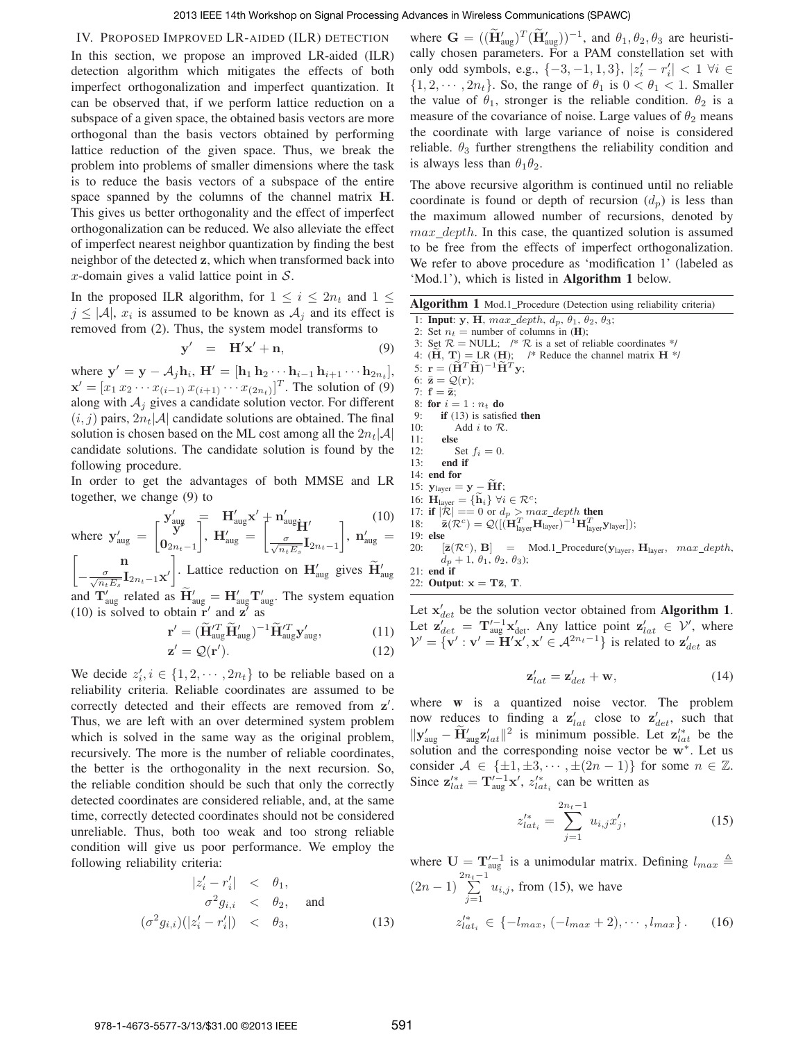## IV. Proposed Improved LR-aided (ILR) detection

In this section, we propose an improved LR-aided (ILR) detection algorithm which mitigates the effects of both imperfect orthogonalization and imperfect quantization. It can be observed that, if we perform lattice reduction on a subspace of a given space, the obtained basis vectors are more orthogonal than the basis vectors obtained by performing lattice reduction of the given space. Thus, we break the problem into problems of smaller dimensions where the task is to reduce the basis vectors of a subspace of the entire space spanned by the columns of the channel matrix $\mathbf{H}$. This gives us better orthogonality and the effect of imperfect orthogonalization can be reduced. We also alleviate the effect of imperfect nearest neighbor quantization by finding the best neighbor of the detected $\mathbf{z}$, which when transformed back into $x$-domain gives a valid lattice point in $\mathcal{S}$.

In the proposed ILR algorithm, for $1 \leq i \leq 2n_t$ and $1 \leq j \leq |\mathcal{A}|$, $x_i$ is assumed to be known as $\mathcal{A}_j$ and its effect is removed from (2). Thus, the system model transforms to

$$\mathbf{y}' \;=\; \mathbf{H}'\mathbf{x}' + \mathbf{n}, \tag{9}$$

where $\mathbf{y}' = \mathbf{y} - \mathcal{A}_j\mathbf{h}_i$, $\mathbf{H}' = [\mathbf{h}_1\,\mathbf{h}_2 \cdots \mathbf{h}_{i-1}\,\mathbf{h}_{i+1} \cdots \mathbf{h}_{2n_t}]$, $\mathbf{x}' = [x_1\, x_2 \cdots x_{(i-1)}\, x_{(i+1)} \cdots x_{(2n_t)}]^T$. The solution of (9) along with $\mathcal{A}_j$ gives a candidate solution vector. For different $(i,j)$ pairs, $2n_t|\mathcal{A}|$ candidate solutions are obtained. The final solution is chosen based on the ML cost among all the $2n_t|\mathcal{A}|$ candidate solutions. The candidate solution is found by the following procedure.

In order to get the advantages of both MMSE and LR together, we change (9) to

$$\mathbf{y}'_{\text{aug}} \;=\; \mathbf{H}'_{\text{aug}}\mathbf{x}' + \mathbf{n}'_{\text{aug}}, \tag{10}$$

where $\mathbf{y}'_{\text{aug}} = \begin{bmatrix}\mathbf{y}'\\ \mathbf{0}_{2n_t-1}\end{bmatrix}$, $\mathbf{H}'_{\text{aug}} = \begin{bmatrix}\mathbf{H}'\\ \frac{\sigma}{\sqrt{n_t E_s}}\mathbf{I}_{2n_t-1}\end{bmatrix}$, $\mathbf{n}'_{\text{aug}} = \begin{bmatrix}\mathbf{n}\\ -\frac{\sigma}{\sqrt{n_t E_s}}\mathbf{I}_{2n_t-1}\mathbf{x}'\end{bmatrix}$. Lattice reduction on $\mathbf{H}'_{\text{aug}}$ gives $\widetilde{\mathbf{H}}'_{\text{aug}}$ and $\mathbf{T}'_{\text{aug}}$ related as $\widetilde{\mathbf{H}}'_{\text{aug}} = \mathbf{H}'_{\text{aug}}\mathbf{T}'_{\text{aug}}$. The system equation (10) is solved to obtain $\mathbf{r}'$ and $\mathbf{z}'$ as

$$\mathbf{r}' = (\widetilde{\mathbf{H}}'^T_{\text{aug}}\widetilde{\mathbf{H}}'_{\text{aug}})^{-1}\widetilde{\mathbf{H}}'^T_{\text{aug}}\mathbf{y}'_{\text{aug}}, \tag{11}$$

$$\mathbf{z}' = \mathcal{Q}(\mathbf{r}'). \tag{12}$$

We decide $z'_i, i \in \{1, 2, \cdots, 2n_t\}$ to be reliable based on a reliability criteria. Reliable coordinates are assumed to be correctly detected and their effects are removed from $\mathbf{z}'$. Thus, we are left with an over determined system problem which is solved in the same way as the original problem, recursively. The more is the number of reliable coordinates, the better is the orthogonality in the next recursion. So, the reliable condition should be such that only the correctly detected coordinates are considered reliable, and, at the same time, correctly detected coordinates should not be considered unreliable. Thus, both too weak and too strong reliable condition will give us poor performance. We employ the following reliability criteria:

$$\begin{aligned} |z'_i - r'_i| &< \theta_1, \\ \sigma^2 g_{i,i} &< \theta_2, \quad \text{and} \\ (\sigma^2 g_{i,i})(|z'_i - r'_i|) &< \theta_3, \end{aligned} \tag{13}$$

where $\mathbf{G} = ((\widetilde{\mathbf{H}}'_{\text{aug}})^T(\widetilde{\mathbf{H}}'_{\text{aug}}))^{-1}$, and $\theta_1, \theta_2, \theta_3$ are heuristically chosen parameters. For a PAM constellation set with only odd symbols, e.g., $\{-3, -1, 1, 3\}$, $|z'_i - r'_i| < 1 \;\forall i \in \{1, 2, \cdots, 2n_t\}$. So, the range of $\theta_1$ is $0 < \theta_1 < 1$. Smaller the value of $\theta_1$, stronger is the reliable condition. $\theta_2$ is a measure of the covariance of noise. Large values of $\theta_2$ means the coordinate with large variance of noise is considered reliable. $\theta_3$ further strengthens the reliability condition and is always less than $\theta_1\theta_2$.

The above recursive algorithm is continued until no reliable coordinate is found or depth of recursion ($d_p$) is less than the maximum allowed number of recursions, denoted by $max\_depth$. In this case, the quantized solution is assumed to be free from the effects of imperfect orthogonalization. We refer to above procedure as 'modification 1' (labeled as 'Mod.1'), which is listed in **Algorithm 1** below.

**Algorithm 1** Mod.1_Procedure (Detection using reliability criteria)

```
1: Input: y, H, max_depth, d_p, θ1, θ2, θ3;
2: Set n_t = number of columns in (H);
3: Set R = NULL;   /* R is a set of reliable coordinates */
4: (H̃, T) = LR (H);   /* Reduce the channel matrix H */
5: r = (H̃^T H̃)^{-1} H̃^T y;
6: z̄ = Q(r);
7: f = z̄;
8: for i = 1 : n_t do
9:     if (13) is satisfied then
10:        Add i to R.
11:    else
12:        Set f_i = 0.
13:    end if
14: end for
15: y_layer = y − H̃f;
16: H_layer = {h̃_i} ∀i ∈ R^c;
17: if |R| == 0 or d_p > max_depth then
18:     z̄(R^c) = Q([(H_layer^T H_layer)^{-1} H_layer^T y_layer]);
19: else
20:     [z̄(R^c), B] = Mod.1_Procedure(y_layer, H_layer, max_depth,
        d_p + 1, θ1, θ2, θ3);
21: end if
22: Output: x = T z̄, T.
```

Let $\mathbf{x}'_{det}$ be the solution vector obtained from **Algorithm 1**. Let $\mathbf{z}'_{det} = \mathbf{T}'^{-1}_{\text{aug}}\mathbf{x}'_{\text{det}}$. Any lattice point $\mathbf{z}'_{lat} \in \mathcal{V}'$, where $\mathcal{V}' = \{\mathbf{v}' : \mathbf{v}' = \mathbf{H}'\mathbf{x}', \mathbf{x}' \in \mathcal{A}^{2n_t-1}\}$ is related to $\mathbf{z}'_{det}$ as

$$\mathbf{z}'_{lat} = \mathbf{z}'_{det} + \mathbf{w}, \tag{14}$$

where $\mathbf{w}$ is a quantized noise vector. The problem now reduces to finding a $\mathbf{z}'_{lat}$ close to $\mathbf{z}'_{det}$, such that $\|\mathbf{y}'_{\text{aug}} - \widetilde{\mathbf{H}}'_{\text{aug}}\mathbf{z}'_{lat}\|^2$ is minimum possible. Let $\mathbf{z}'^*_{lat}$ be the solution and the corresponding noise vector be $\mathbf{w}^*$. Let us consider $\mathcal{A} \in \{\pm 1, \pm 3, \cdots, \pm(2n-1)\}$ for some $n \in \mathbb{Z}$. Since $\mathbf{z}'^*_{lat} = \mathbf{T}'^{-1}_{\text{aug}}\mathbf{x}'$, $z'^*_{lat_i}$ can be written as

$$z'^*_{lat_i} = \sum_{j=1}^{2n_t-1} u_{i,j} x'_j, \tag{15}$$

where $\mathbf{U} = \mathbf{T}'^{-1}_{\text{aug}}$ is a unimodular matrix. Defining $l_{max} \triangleq (2n-1)\sum_{j=1}^{2n_t-1} u_{i,j}$, from (15), we have

$$z'^*_{lat_i} \in \{-l_{max}, (-l_{max}+2), \cdots, l_{max}\}. \tag{16}$$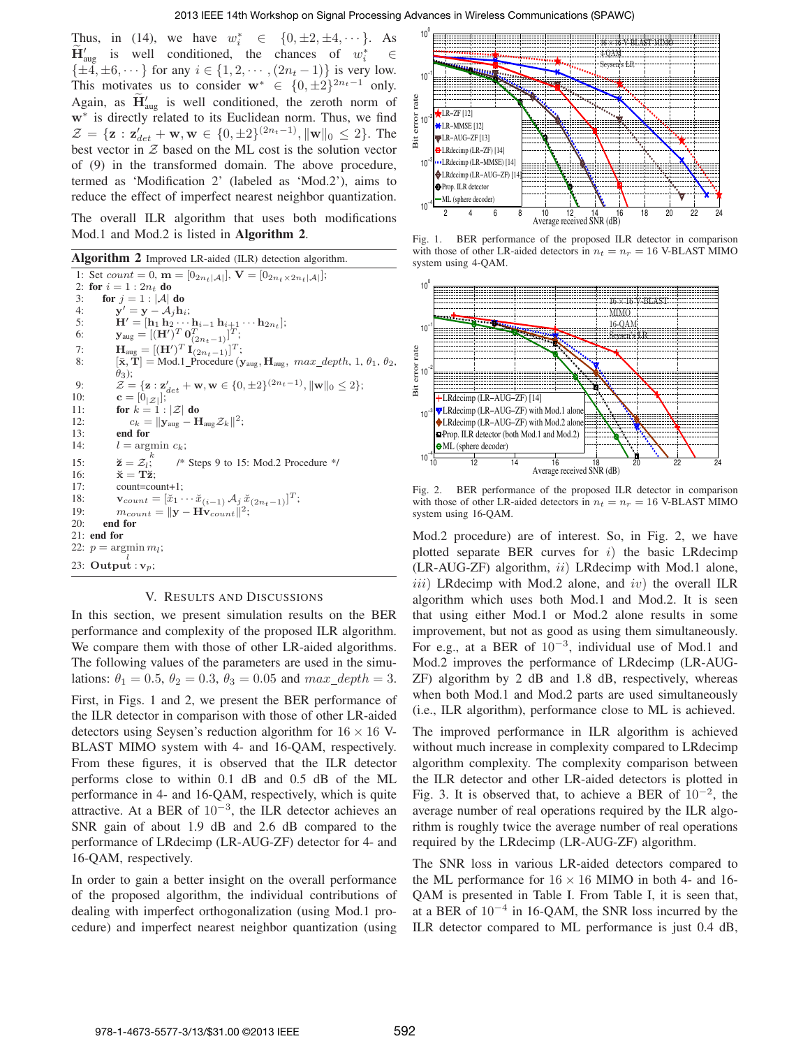Thus, in (14), we have $w_i^* \in \{0, \pm 2, \pm 4, \cdots\}$. As $\widetilde{\mathbf{H}}'_{\text{aug}}$ is well conditioned, the chances of $w_i^* \in \{\pm 4, \pm 6, \cdots\}$ for any $i \in \{1, 2, \cdots, (2n_t - 1)\}$ is very low. This motivates us to consider $\mathbf{w}^* \in \{0, \pm 2\}^{2n_t - 1}$ only. Again, as $\widetilde{\mathbf{H}}'_{\text{aug}}$ is well conditioned, the zeroth norm of $\mathbf{w}^*$ is directly related to its Euclidean norm. Thus, we find $\mathcal{Z} = \{\mathbf{z} : \mathbf{z}'_{det} + \mathbf{w}, \mathbf{w} \in \{0, \pm 2\}^{(2n_t - 1)}, \|\mathbf{w}\|_0 \leq 2\}$. The best vector in $\mathcal{Z}$ based on the ML cost is the solution vector of (9) in the transformed domain. The above procedure, termed as 'Modification 2' (labeled as 'Mod.2'), aims to reduce the effect of imperfect nearest neighbor quantization.

The overall ILR algorithm that uses both modifications Mod.1 and Mod.2 is listed in **Algorithm 2**.

**Algorithm 2** Improved LR-aided (ILR) detection algorithm.

```
1: Set count = 0, m = [0_{2n_t|A|}], V = [0_{2n_t×2n_t|A|}];
2: for i = 1 : 2n_t do
3:    for j = 1 : |A| do
4:       y' = y − A_j h_i;
5:       H' = [h_1 h_2 ··· h_{i−1} h_{i+1} ··· h_{2n_t}];
6:       y_aug = [(H')^T 0^T_{(2n_t−1)}]^T;
7:       H_aug = [(H')^T I_{(2n_t−1)}]^T;
8:       [x̄, T] = Mod.1_Procedure (y_aug, H_aug, max_depth, 1, θ_1, θ_2, θ_3);
9:       Z = {z : z'_det + w, w ∈ {0, ±2}^(2n_t−1), ||w||_0 ≤ 2};
10:      c = [0_{|Z|}];
11:      for k = 1 : |Z| do
12:         c_k = ||y_aug − H_aug Z_k||^2;
13:      end for
14:      l = argmin_k c_k;
15:      ž = Z_l;        /* Steps 9 to 15: Mod.2 Procedure */
16:      x̌ = Tž;
17:      count=count+1;
18:      v_count = [x̌_1 ··· x̌_(i−1) A_j x̌_(2n_t−1)]^T;
19:      m_count = ||y − H v_count||^2;
20:   end for
21: end for
22: p = argmin_l m_l;
23: Output : v_p;
```

## V. Results and Discussions

In this section, we present simulation results on the BER performance and complexity of the proposed ILR algorithm. We compare them with those of other LR-aided algorithms. The following values of the parameters are used in the simulations: $\theta_1 = 0.5$, $\theta_2 = 0.3$, $\theta_3 = 0.05$ and $max\_depth = 3$.

First, in Figs. 1 and 2, we present the BER performance of the ILR detector in comparison with those of other LR-aided detectors using Seysen's reduction algorithm for $16 \times 16$ V-BLAST MIMO system with 4- and 16-QAM, respectively. From these figures, it is observed that the ILR detector performs close to within 0.1 dB and 0.5 dB of the ML performance in 4- and 16-QAM, respectively, which is quite attractive. At a BER of $10^{-3}$, the ILR detector achieves an SNR gain of about 1.9 dB and 2.6 dB compared to the performance of LRdecimp (LR-AUG-ZF) detector for 4- and 16-QAM, respectively.

In order to gain a better insight on the overall performance of the proposed algorithm, the individual contributions of dealing with imperfect orthogonalization (using Mod.1 procedure) and imperfect nearest neighbor quantization (using Mod.2 procedure) are of interest. So, in Fig. 2, we have plotted separate BER curves for *i*) the basic LRdecimp (LR-AUG-ZF) algorithm, *ii*) LRdecimp with Mod.1 alone, *iii*) LRdecimp with Mod.2 alone, and *iv*) the overall ILR algorithm which uses both Mod.1 and Mod.2. It is seen that using either Mod.1 or Mod.2 alone results in some improvement, but not as good as using them simultaneously. For e.g., at a BER of $10^{-3}$, individual use of Mod.1 and Mod.2 improves the performance of LRdecimp (LR-AUG-ZF) algorithm by 2 dB and 1.8 dB, respectively, whereas when both Mod.1 and Mod.2 parts are used simultaneously (i.e., ILR algorithm), performance close to ML is achieved.

The improved performance in ILR algorithm is achieved without much increase in complexity compared to LRdecimp algorithm complexity. The complexity comparison between the ILR detector and other LR-aided detectors is plotted in Fig. 3. It is observed that, to achieve a BER of $10^{-2}$, the average number of real operations required by the ILR algorithm is roughly twice the average number of real operations required by the LRdecimp (LR-AUG-ZF) algorithm.

The SNR loss in various LR-aided detectors compared to the ML performance for $16 \times 16$ MIMO in both 4- and 16-QAM is presented in Table I. From Table I, it is seen that, at a BER of $10^{-4}$ in 16-QAM, the SNR loss incurred by the ILR detector compared to ML performance is just 0.4 dB,

Fig. 1. BER performance of the proposed ILR detector in comparison with those of other LR-aided detectors in $n_t = n_r = 16$ V-BLAST MIMO system using 4-QAM.

Fig. 2. BER performance of the proposed ILR detector in comparison with those of other LR-aided detectors in $n_t = n_r = 16$ V-BLAST MIMO system using 16-QAM.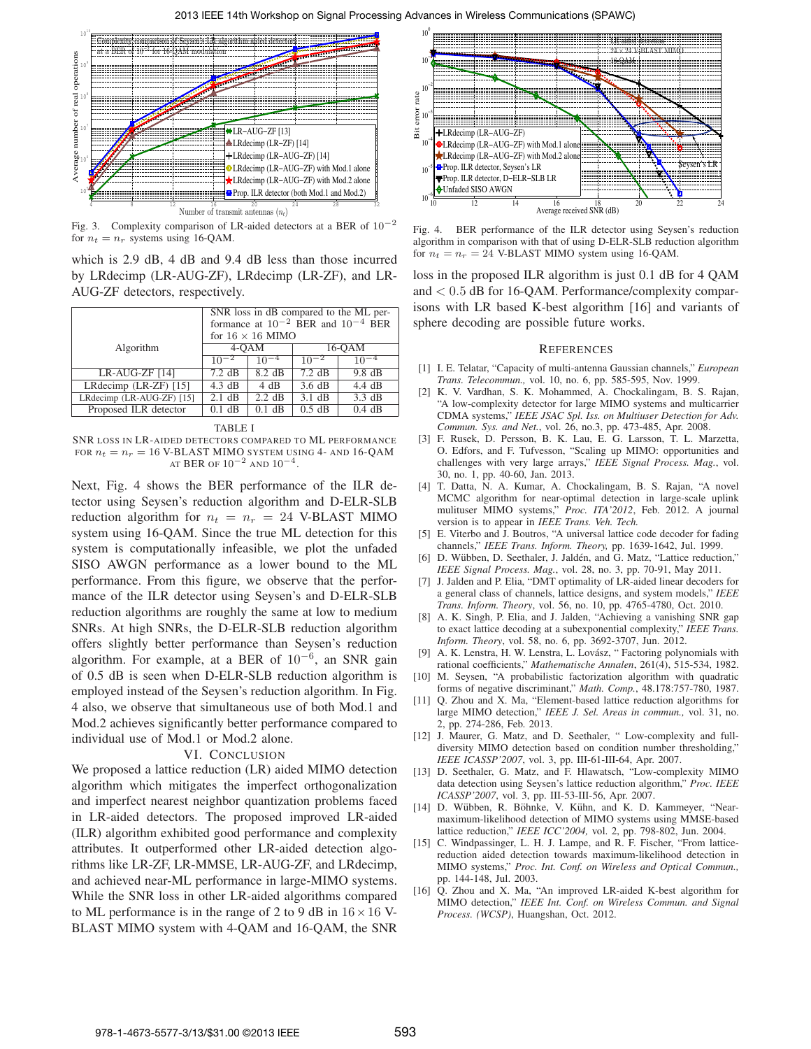Complexity comparison of Seysen's LR algorithm aided detectors at a BER of $10^{-2}$ for 16-QAM modulation

Average number of real operations

LR–AUG–ZF [13]
LRdecimp (LR–ZF) [14]
LRdecimp (LR–AUG–ZF) [14]
LRdecimp (LR–AUG–ZF) with Mod.1 alone
LRdecimp (LR–AUG–ZF) with Mod.2 alone
Prop. ILR detector (both Mod.1 and Mod.2)

Number of transmit antennas ($n_t$)

Fig. 3. Complexity comparison of LR-aided detectors at a BER of $10^{-2}$ for $n_t = n_r$ systems using 16-QAM.

LR-aided detectors
24 × 24 V-BLAST MIMO
16-QAM

Bit error rate

LRdecimp (LR–AUG–ZF)
LRdecimp (LR–AUG–ZF) with Mod.1 alone
LRdecimp (LR–AUG–ZF) with Mod.2 alone
Prop. ILR detector, Seysen's LR
Prop. ILR detector, D–ELR–SLB LR
Unfaded SISO AWGN

Seysen's LR

Average received SNR (dB)

Fig. 4. BER performance of the ILR detector using Seysen's reduction algorithm in comparison with that of using D-ELR-SLB reduction algorithm for $n_t = n_r = 24$ V-BLAST MIMO system using 16-QAM.

which is 2.9 dB, 4 dB and 9.4 dB less than those incurred by LRdecimp (LR-AUG-ZF), LRdecimp (LR-ZF), and LR-AUG-ZF detectors, respectively.

| Algorithm | SNR loss in dB compared to the ML performance at $10^{-2}$ BER and $10^{-4}$ BER for $16 \times 16$ MIMO | | | |
|---|---|---|---|---|
| | 4-QAM | | 16-QAM | |
| | $10^{-2}$ | $10^{-4}$ | $10^{-2}$ | $10^{-4}$ |
| LR-AUG-ZF [14] | 7.2 dB | 8.2 dB | 7.2 dB | 9.8 dB |
| LRdecimp (LR-ZF) [15] | 4.3 dB | 4 dB | 3.6 dB | 4.4 dB |
| LRdecimp (LR-AUG-ZF) [15] | 2.1 dB | 2.2 dB | 3.1 dB | 3.3 dB |
| Proposed ILR detector | 0.1 dB | 0.1 dB | 0.5 dB | 0.4 dB |

TABLE I
SNR LOSS IN LR-AIDED DETECTORS COMPARED TO ML PERFORMANCE FOR $n_t = n_r = 16$ V-BLAST MIMO SYSTEM USING 4- AND 16-QAM AT BER OF $10^{-2}$ AND $10^{-4}$.

Next, Fig. 4 shows the BER performance of the ILR detector using Seysen's reduction algorithm and D-ELR-SLB reduction algorithm for $n_t = n_r = 24$ V-BLAST MIMO system using 16-QAM. Since the true ML detection for this system is computationally infeasible, we plot the unfaded SISO AWGN performance as a lower bound to the ML performance. From this figure, we observe that the performance of the ILR detector using Seysen's and D-ELR-SLB reduction algorithms are roughly the same at low to medium SNRs. At high SNRs, the D-ELR-SLB reduction algorithm offers slightly better performance than Seysen's reduction algorithm. For example, at a BER of $10^{-6}$, an SNR gain of 0.5 dB is seen when D-ELR-SLB reduction algorithm is employed instead of the Seysen's reduction algorithm. In Fig. 4 also, we observe that simultaneous use of both Mod.1 and Mod.2 achieves significantly better performance compared to individual use of Mod.1 or Mod.2 alone.

## VI. Conclusion

We proposed a lattice reduction (LR) aided MIMO detection algorithm which mitigates the imperfect orthogonalization and imperfect nearest neighbor quantization problems faced in LR-aided detectors. The proposed improved LR-aided (ILR) algorithm exhibited good performance and complexity attributes. It outperformed other LR-aided detection algorithms like LR-ZF, LR-MMSE, LR-AUG-ZF, and LRdecimp, and achieved near-ML performance in large-MIMO systems. While the SNR loss in other LR-aided algorithms compared to ML performance is in the range of 2 to 9 dB in $16 \times 16$ V-BLAST MIMO system with 4-QAM and 16-QAM, the SNR loss in the proposed ILR algorithm is just 0.1 dB for 4 QAM and $< 0.5$ dB for 16-QAM. Performance/complexity comparisons with LR based K-best algorithm [16] and variants of sphere decoding are possible future works.

## References

[1] I. E. Telatar, "Capacity of multi-antenna Gaussian channels," *European Trans. Telecommun.,* vol. 10, no. 6, pp. 585-595, Nov. 1999.

[2] K. V. Vardhan, S. K. Mohammed, A. Chockalingam, B. S. Rajan, "A low-complexity detector for large MIMO systems and multicarrier CDMA systems," *IEEE JSAC Spl. Iss. on Multiuser Detection for Adv. Commun. Sys. and Net.*, vol. 26, no.3, pp. 473-485, Apr. 2008.

[3] F. Rusek, D. Persson, B. K. Lau, E. G. Larsson, T. L. Marzetta, O. Edfors, and F. Tufvesson, "Scaling up MIMO: opportunities and challenges with very large arrays," *IEEE Signal Process. Mag.*, vol. 30, no. 1, pp. 40-60, Jan. 2013.

[4] T. Datta, N. A. Kumar, A. Chockalingam, B. S. Rajan, "A novel MCMC algorithm for near-optimal detection in large-scale uplink multiuser MIMO systems," *Proc. ITA'2012*, Feb. 2012. A journal version is to appear in *IEEE Trans. Veh. Tech.*

[5] E. Viterbo and J. Boutros, "A universal lattice code decoder for fading channels," *IEEE Trans. Inform. Theory,* pp. 1639-1642, Jul. 1999.

[6] D. Wübben, D. Seethaler, J. Jaldén, and G. Matz, "Lattice reduction," *IEEE Signal Process. Mag.*, vol. 28, no. 3, pp. 70-91, May 2011.

[7] J. Jalden and P. Elia, "DMT optimality of LR-aided linear decoders for a general class of channels, lattice designs, and system models," *IEEE Trans. Inform. Theory*, vol. 56, no. 10, pp. 4765-4780, Oct. 2010.

[8] A. K. Singh, P. Elia, and J. Jalden, "Achieving a vanishing SNR gap to exact lattice decoding at a subexponential complexity," *IEEE Trans. Inform. Theory*, vol. 58, no. 6, pp. 3692-3707, Jun. 2012.

[9] A. K. Lenstra, H. W. Lenstra, L. Lovász, " Factoring polynomials with rational coefficients," *Mathematische Annalen*, 261(4), 515-534, 1982.

[10] M. Seysen, "A probabilistic factorization algorithm with quadratic forms of negative discriminant," *Math. Comp.*, 48.178:757-780, 1987.

[11] Q. Zhou and X. Ma, "Element-based lattice reduction algorithms for large MIMO detection," *IEEE J. Sel. Areas in commun.,* vol. 31, no. 2, pp. 274-286, Feb. 2013.

[12] J. Maurer, G. Matz, and D. Seethaler, " Low-complexity and full-diversity MIMO detection based on condition number thresholding," *IEEE ICASSP'2007*, vol. 3, pp. III-61-III-64, Apr. 2007.

[13] D. Seethaler, G. Matz, and F. Hlawatsch, "Low-complexity MIMO data detection using Seysen's lattice reduction algorithm," *Proc. IEEE ICASSP'2007*, vol. 3, pp. III-53-III-56, Apr. 2007.

[14] D. Wübben, R. Böhnke, V. Kühn, and K. D. Kammeyer, "Near-maximum-likelihood detection of MIMO systems using MMSE-based lattice reduction," *IEEE ICC'2004,* vol. 2, pp. 798-802, Jun. 2004.

[15] C. Windpassinger, L. H. J. Lampe, and R. F. Fischer, "From lattice-reduction aided detection towards maximum-likelihood detection in MIMO systems," *Proc. Int. Conf. on Wireless and Optical Commun.,* pp. 144-148, Jul. 2003.

[16] Q. Zhou and X. Ma, "An improved LR-aided K-best algorithm for MIMO detection," *IEEE Int. Conf. on Wireless Commun. and Signal Process. (WCSP)*, Huangshan, Oct. 2012.